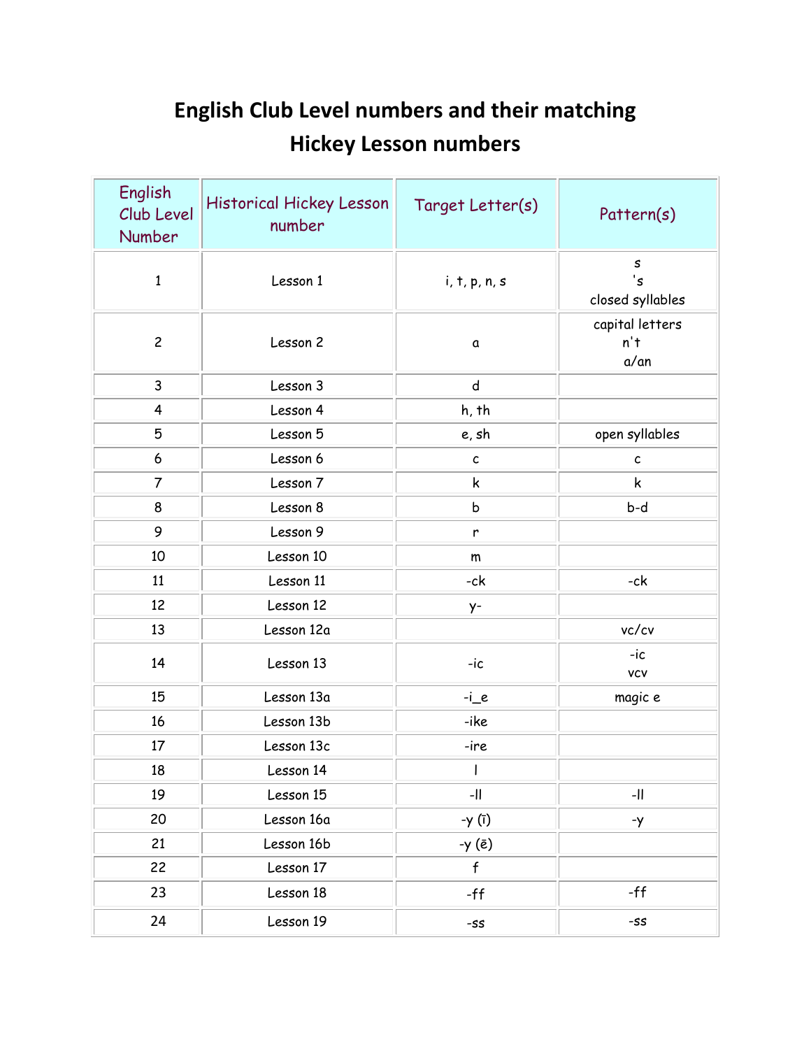# English Club Level numbers and their matching Hickey Lesson numbers

| English Club Level Number | Historical Hickey Lesson number | Target Letter(s) | Pattern(s) |
|---|---|---|---|
| 1 | Lesson 1 | i, t, p, n, s | s<br>'s<br>closed syllables |
| 2 | Lesson 2 | a | capital letters<br>n't<br>a/an |
| 3 | Lesson 3 | d | |
| 4 | Lesson 4 | h, th | |
| 5 | Lesson 5 | e, sh | open syllables |
| 6 | Lesson 6 | c | c |
| 7 | Lesson 7 | k | k |
| 8 | Lesson 8 | b | b-d |
| 9 | Lesson 9 | r | |
| 10 | Lesson 10 | m | |
| 11 | Lesson 11 | -ck | -ck |
| 12 | Lesson 12 | y- | |
| 13 | Lesson 12a | | vc/cv |
| 14 | Lesson 13 | -ic | -ic<br>vcv |
| 15 | Lesson 13a | -i_e | magic e |
| 16 | Lesson 13b | -ike | |
| 17 | Lesson 13c | -ire | |
| 18 | Lesson 14 | l | |
| 19 | Lesson 15 | -ll | -ll |
| 20 | Lesson 16a | -y (ī) | -y |
| 21 | Lesson 16b | -y (ē) | |
| 22 | Lesson 17 | f | |
| 23 | Lesson 18 | -ff | -ff |
| 24 | Lesson 19 | -ss | -ss |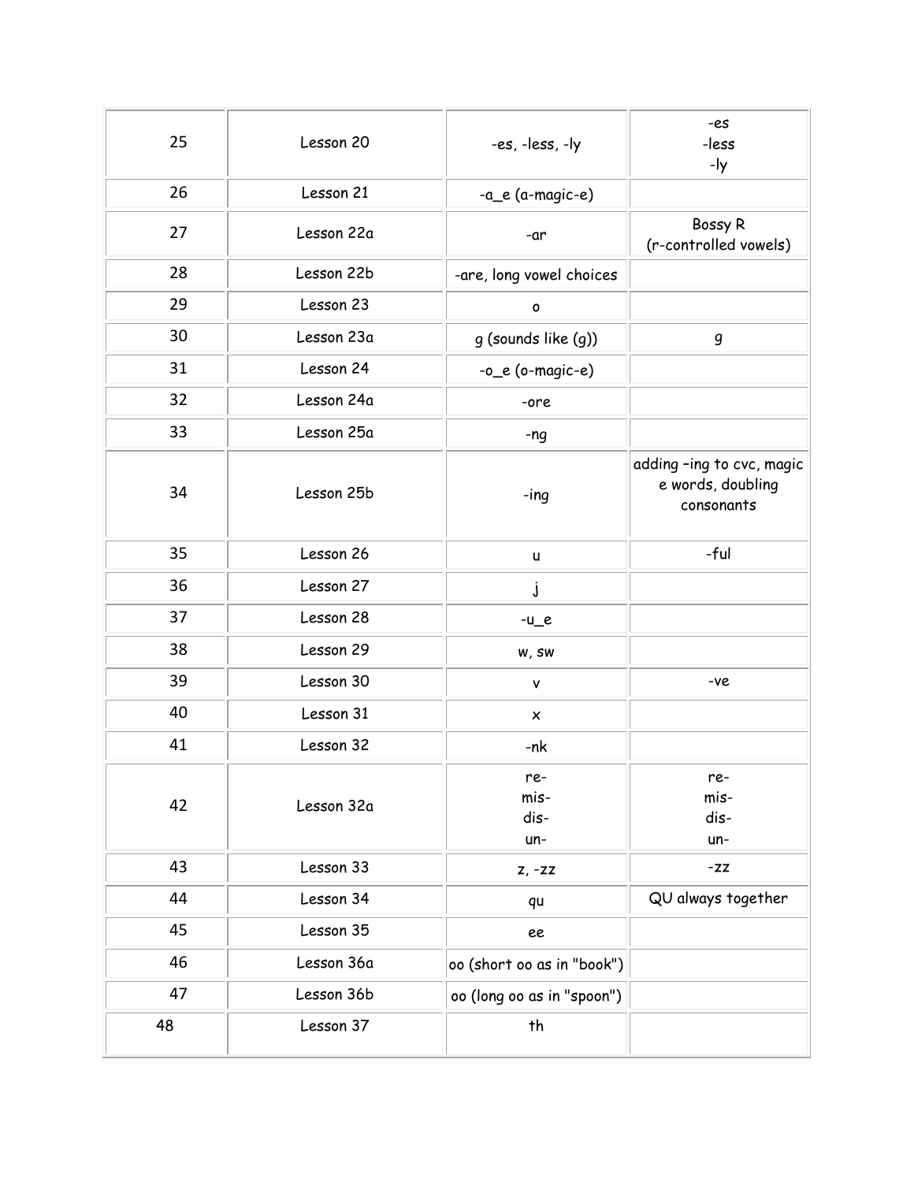| 25 | Lesson 20 | -es, -less, -ly | -es<br>-less<br>-ly |
|---|---|---|---|
| 26 | Lesson 21 | -a_e (a-magic-e) | |
| 27 | Lesson 22a | -ar | Bossy R<br>(r-controlled vowels) |
| 28 | Lesson 22b | -are, long vowel choices | |
| 29 | Lesson 23 | o | |
| 30 | Lesson 23a | g (sounds like (g)) | g |
| 31 | Lesson 24 | -o_e (o-magic-e) | |
| 32 | Lesson 24a | -ore | |
| 33 | Lesson 25a | -ng | |
| 34 | Lesson 25b | -ing | adding –ing to cvc, magic e words, doubling consonants |
| 35 | Lesson 26 | u | -ful |
| 36 | Lesson 27 | j | |
| 37 | Lesson 28 | -u_e | |
| 38 | Lesson 29 | w, sw | |
| 39 | Lesson 30 | v | -ve |
| 40 | Lesson 31 | x | |
| 41 | Lesson 32 | -nk | |
| 42 | Lesson 32a | re-<br>mis-<br>dis-<br>un- | re-<br>mis-<br>dis-<br>un- |
| 43 | Lesson 33 | z, -zz | -zz |
| 44 | Lesson 34 | qu | QU always together |
| 45 | Lesson 35 | ee | |
| 46 | Lesson 36a | oo (short oo as in "book") | |
| 47 | Lesson 36b | oo (long oo as in "spoon") | |
| 48 | Lesson 37 | th | |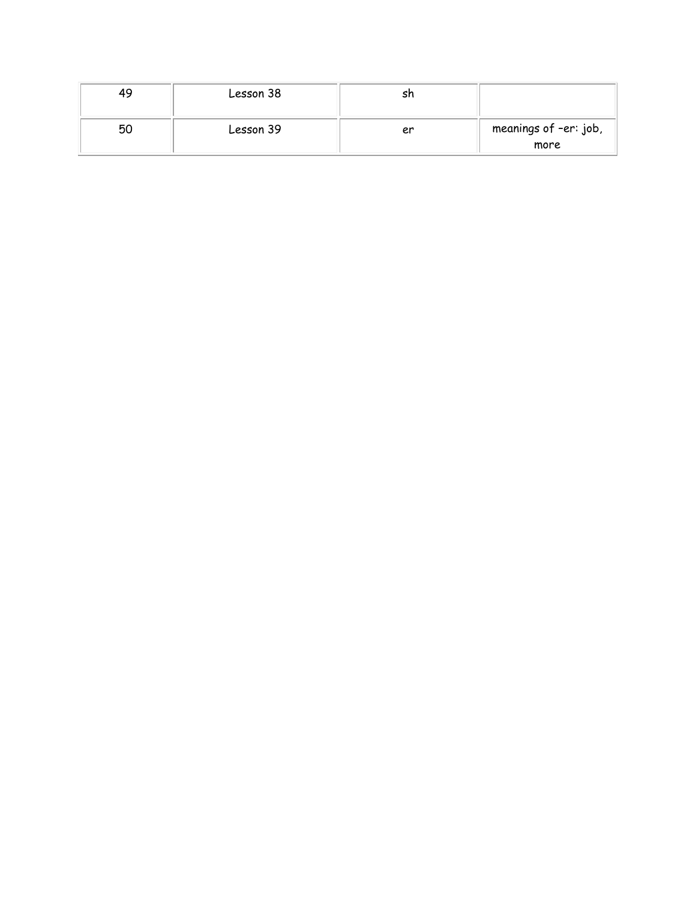| | | | |
|---|---|---|---|
| 49 | Lesson 38 | sh | |
| 50 | Lesson 39 | er | meanings of -er: job, more |